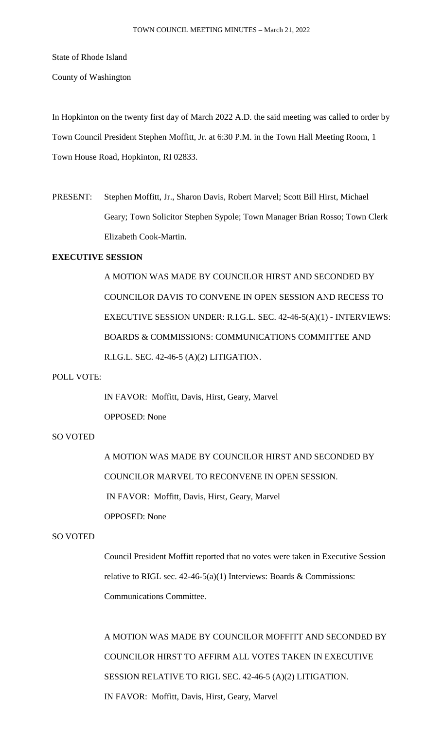State of Rhode Island

County of Washington

In Hopkinton on the twenty first day of March 2022 A.D. the said meeting was called to order by Town Council President Stephen Moffitt, Jr. at 6:30 P.M. in the Town Hall Meeting Room, 1 Town House Road, Hopkinton, RI 02833.

PRESENT: Stephen Moffitt, Jr., Sharon Davis, Robert Marvel; Scott Bill Hirst, Michael Geary; Town Solicitor Stephen Sypole; Town Manager Brian Rosso; Town Clerk Elizabeth Cook-Martin.

**EXECUTIVE SESSION**

A MOTION WAS MADE BY COUNCILOR HIRST AND SECONDED BY COUNCILOR DAVIS TO CONVENE IN OPEN SESSION AND RECESS TO EXECUTIVE SESSION UNDER: R.I.G.L. SEC. 42-46-5(A)(1) - INTERVIEWS: BOARDS & COMMISSIONS: COMMUNICATIONS COMMITTEE AND R.I.G.L. SEC. 42-46-5 (A)(2) LITIGATION.

POLL VOTE:

IN FAVOR: Moffitt, Davis, Hirst, Geary, Marvel

OPPOSED: None

SO VOTED

A MOTION WAS MADE BY COUNCILOR HIRST AND SECONDED BY COUNCILOR MARVEL TO RECONVENE IN OPEN SESSION.

IN FAVOR: Moffitt, Davis, Hirst, Geary, Marvel

OPPOSED: None

SO VOTED

Council President Moffitt reported that no votes were taken in Executive Session relative to RIGL sec. 42-46-5(a)(1) Interviews: Boards & Commissions: Communications Committee.

A MOTION WAS MADE BY COUNCILOR MOFFITT AND SECONDED BY COUNCILOR HIRST TO AFFIRM ALL VOTES TAKEN IN EXECUTIVE SESSION RELATIVE TO RIGL SEC. 42-46-5 (A)(2) LITIGATION.

IN FAVOR: Moffitt, Davis, Hirst, Geary, Marvel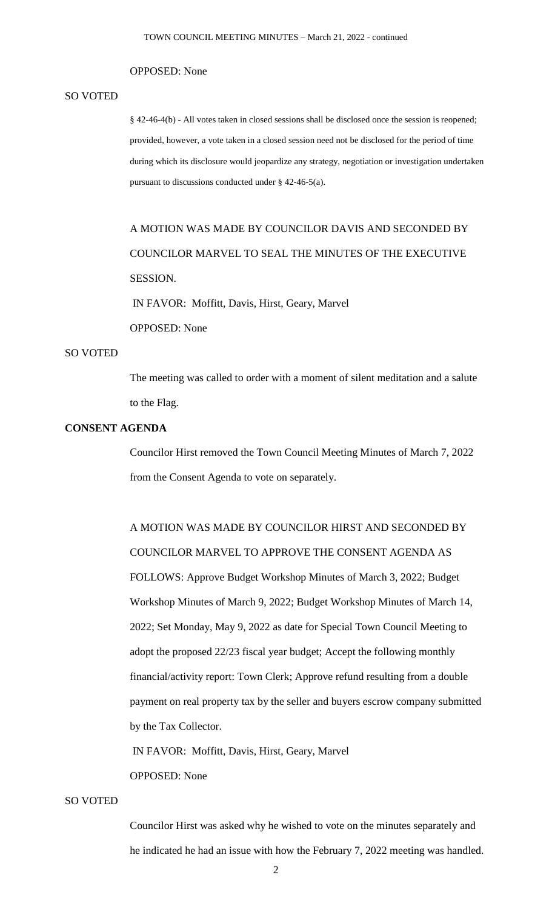OPPOSED: None

SO VOTED

§ 42-46-4(b) - All votes taken in closed sessions shall be disclosed once the session is reopened; provided, however, a vote taken in a closed session need not be disclosed for the period of time during which its disclosure would jeopardize any strategy, negotiation or investigation undertaken pursuant to discussions conducted under § 42-46-5(a).

A MOTION WAS MADE BY COUNCILOR DAVIS AND SECONDED BY COUNCILOR MARVEL TO SEAL THE MINUTES OF THE EXECUTIVE SESSION.

IN FAVOR: Moffitt, Davis, Hirst, Geary, Marvel

OPPOSED: None

SO VOTED

The meeting was called to order with a moment of silent meditation and a salute to the Flag.

**CONSENT AGENDA**

Councilor Hirst removed the Town Council Meeting Minutes of March 7, 2022 from the Consent Agenda to vote on separately.

A MOTION WAS MADE BY COUNCILOR HIRST AND SECONDED BY COUNCILOR MARVEL TO APPROVE THE CONSENT AGENDA AS FOLLOWS: Approve Budget Workshop Minutes of March 3, 2022; Budget Workshop Minutes of March 9, 2022; Budget Workshop Minutes of March 14, 2022; Set Monday, May 9, 2022 as date for Special Town Council Meeting to adopt the proposed 22/23 fiscal year budget; Accept the following monthly financial/activity report: Town Clerk; Approve refund resulting from a double payment on real property tax by the seller and buyers escrow company submitted by the Tax Collector.

IN FAVOR: Moffitt, Davis, Hirst, Geary, Marvel

OPPOSED: None

SO VOTED

Councilor Hirst was asked why he wished to vote on the minutes separately and he indicated he had an issue with how the February 7, 2022 meeting was handled.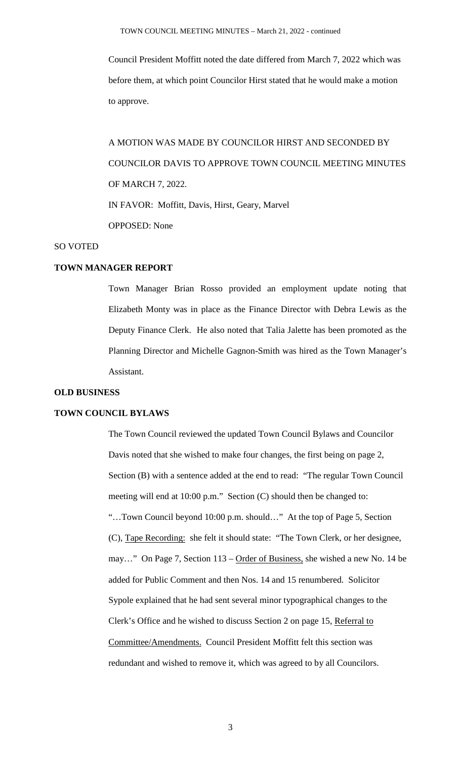Council President Moffitt noted the date differed from March 7, 2022 which was before them, at which point Councilor Hirst stated that he would make a motion to approve.

A MOTION WAS MADE BY COUNCILOR HIRST AND SECONDED BY COUNCILOR DAVIS TO APPROVE TOWN COUNCIL MEETING MINUTES OF MARCH 7, 2022.

IN FAVOR: Moffitt, Davis, Hirst, Geary, Marvel

OPPOSED: None

SO VOTED

**TOWN MANAGER REPORT**

Town Manager Brian Rosso provided an employment update noting that Elizabeth Monty was in place as the Finance Director with Debra Lewis as the Deputy Finance Clerk. He also noted that Talia Jalette has been promoted as the Planning Director and Michelle Gagnon-Smith was hired as the Town Manager's Assistant.

**OLD BUSINESS**

**TOWN COUNCIL BYLAWS**

The Town Council reviewed the updated Town Council Bylaws and Councilor Davis noted that she wished to make four changes, the first being on page 2, Section (B) with a sentence added at the end to read: "The regular Town Council meeting will end at 10:00 p.m." Section (C) should then be changed to: "…Town Council beyond 10:00 p.m. should…" At the top of Page 5, Section (C), Tape Recording: she felt it should state: "The Town Clerk, or her designee, may…" On Page 7, Section 113 – Order of Business, she wished a new No. 14 be added for Public Comment and then Nos. 14 and 15 renumbered. Solicitor Sypole explained that he had sent several minor typographical changes to the Clerk's Office and he wished to discuss Section 2 on page 15, Referral to Committee/Amendments. Council President Moffitt felt this section was redundant and wished to remove it, which was agreed to by all Councilors.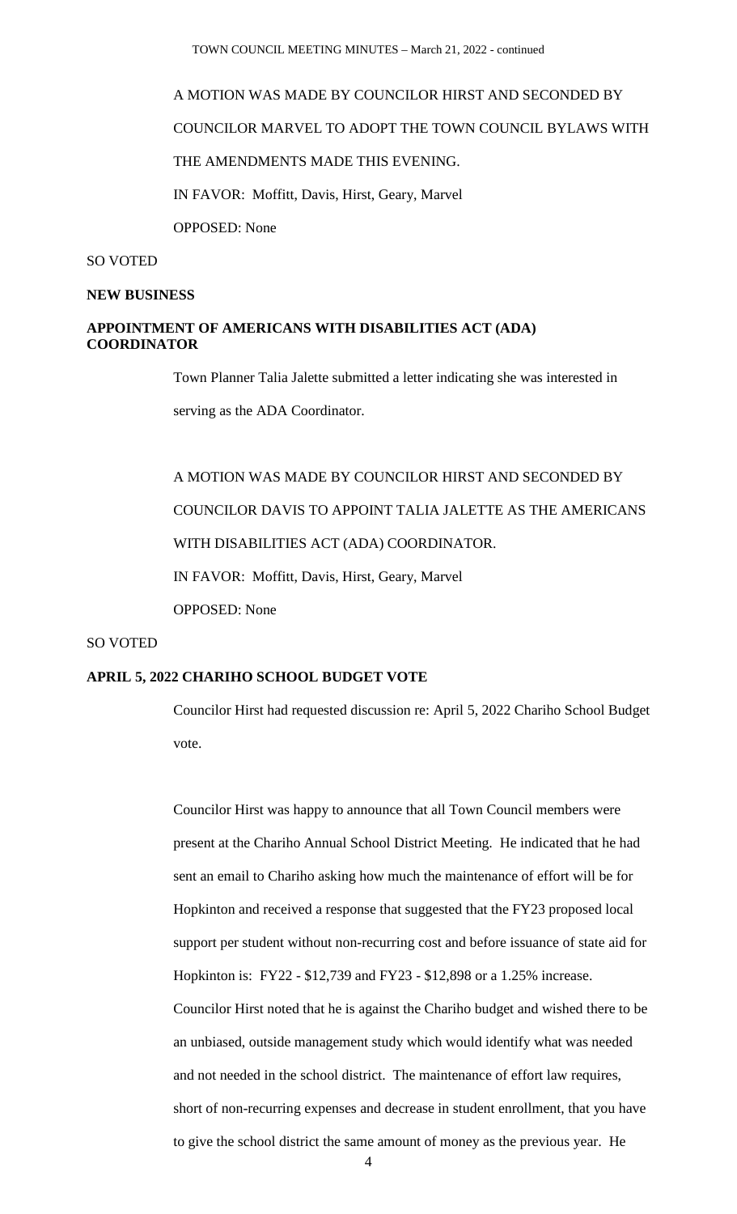A MOTION WAS MADE BY COUNCILOR HIRST AND SECONDED BY COUNCILOR MARVEL TO ADOPT THE TOWN COUNCIL BYLAWS WITH THE AMENDMENTS MADE THIS EVENING.

IN FAVOR: Moffitt, Davis, Hirst, Geary, Marvel

OPPOSED: None

SO VOTED

**NEW BUSINESS**

**APPOINTMENT OF AMERICANS WITH DISABILITIES ACT (ADA) COORDINATOR**

Town Planner Talia Jalette submitted a letter indicating she was interested in serving as the ADA Coordinator.

A MOTION WAS MADE BY COUNCILOR HIRST AND SECONDED BY COUNCILOR DAVIS TO APPOINT TALIA JALETTE AS THE AMERICANS WITH DISABILITIES ACT (ADA) COORDINATOR.

IN FAVOR: Moffitt, Davis, Hirst, Geary, Marvel

OPPOSED: None

SO VOTED

**APRIL 5, 2022 CHARIHO SCHOOL BUDGET VOTE**

Councilor Hirst had requested discussion re: April 5, 2022 Chariho School Budget vote.

Councilor Hirst was happy to announce that all Town Council members were present at the Chariho Annual School District Meeting. He indicated that he had sent an email to Chariho asking how much the maintenance of effort will be for Hopkinton and received a response that suggested that the FY23 proposed local support per student without non-recurring cost and before issuance of state aid for Hopkinton is: FY22 - $12,739 and FY23 - $12,898 or a 1.25% increase. Councilor Hirst noted that he is against the Chariho budget and wished there to be an unbiased, outside management study which would identify what was needed and not needed in the school district. The maintenance of effort law requires, short of non-recurring expenses and decrease in student enrollment, that you have to give the school district the same amount of money as the previous year. He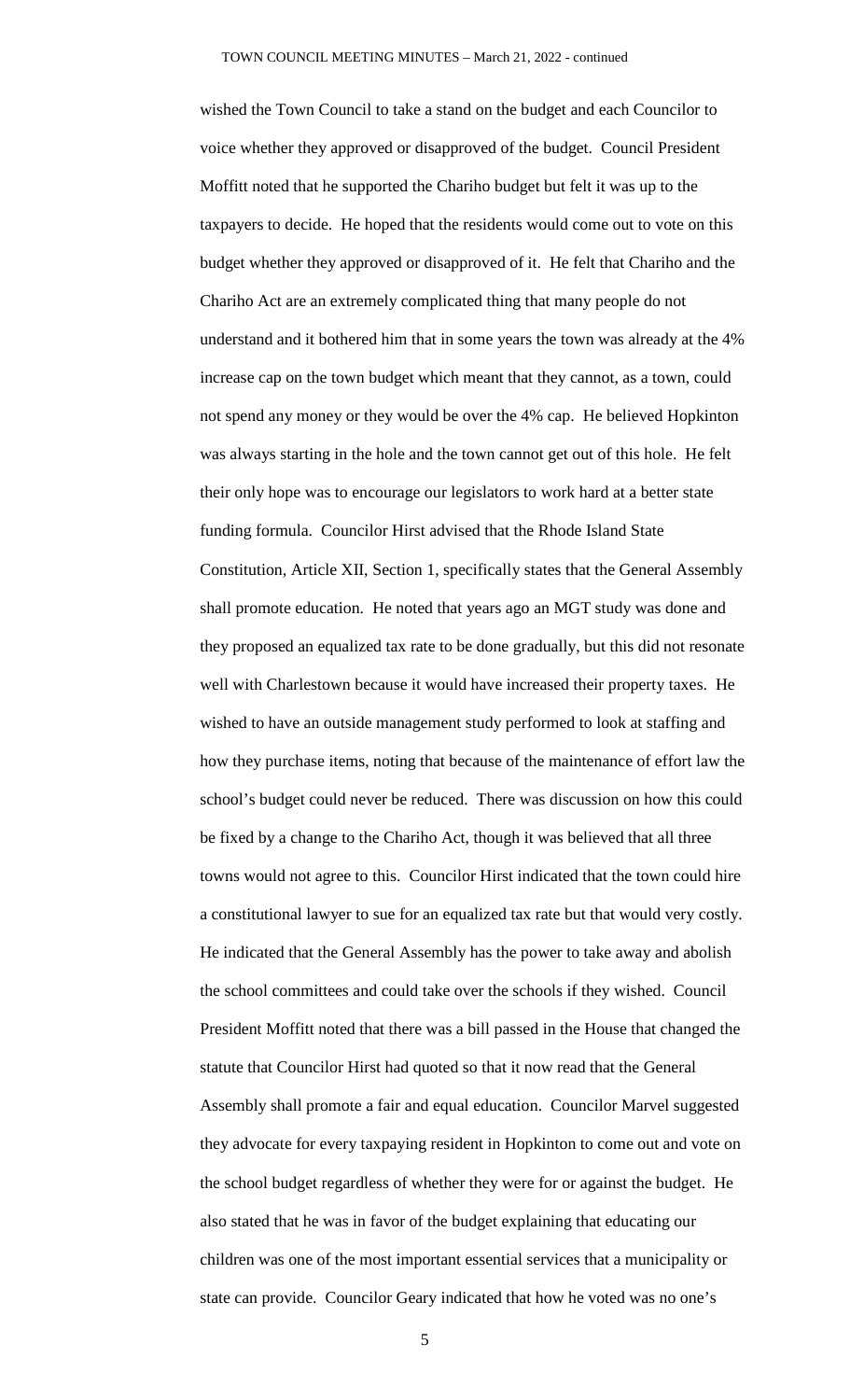wished the Town Council to take a stand on the budget and each Councilor to voice whether they approved or disapproved of the budget. Council President Moffitt noted that he supported the Chariho budget but felt it was up to the taxpayers to decide. He hoped that the residents would come out to vote on this budget whether they approved or disapproved of it. He felt that Chariho and the Chariho Act are an extremely complicated thing that many people do not understand and it bothered him that in some years the town was already at the 4% increase cap on the town budget which meant that they cannot, as a town, could not spend any money or they would be over the 4% cap. He believed Hopkinton was always starting in the hole and the town cannot get out of this hole. He felt their only hope was to encourage our legislators to work hard at a better state funding formula. Councilor Hirst advised that the Rhode Island State Constitution, Article XII, Section 1, specifically states that the General Assembly shall promote education. He noted that years ago an MGT study was done and they proposed an equalized tax rate to be done gradually, but this did not resonate well with Charlestown because it would have increased their property taxes. He wished to have an outside management study performed to look at staffing and how they purchase items, noting that because of the maintenance of effort law the school's budget could never be reduced. There was discussion on how this could be fixed by a change to the Chariho Act, though it was believed that all three towns would not agree to this. Councilor Hirst indicated that the town could hire a constitutional lawyer to sue for an equalized tax rate but that would very costly. He indicated that the General Assembly has the power to take away and abolish the school committees and could take over the schools if they wished. Council President Moffitt noted that there was a bill passed in the House that changed the statute that Councilor Hirst had quoted so that it now read that the General Assembly shall promote a fair and equal education. Councilor Marvel suggested they advocate for every taxpaying resident in Hopkinton to come out and vote on the school budget regardless of whether they were for or against the budget. He also stated that he was in favor of the budget explaining that educating our children was one of the most important essential services that a municipality or state can provide. Councilor Geary indicated that how he voted was no one's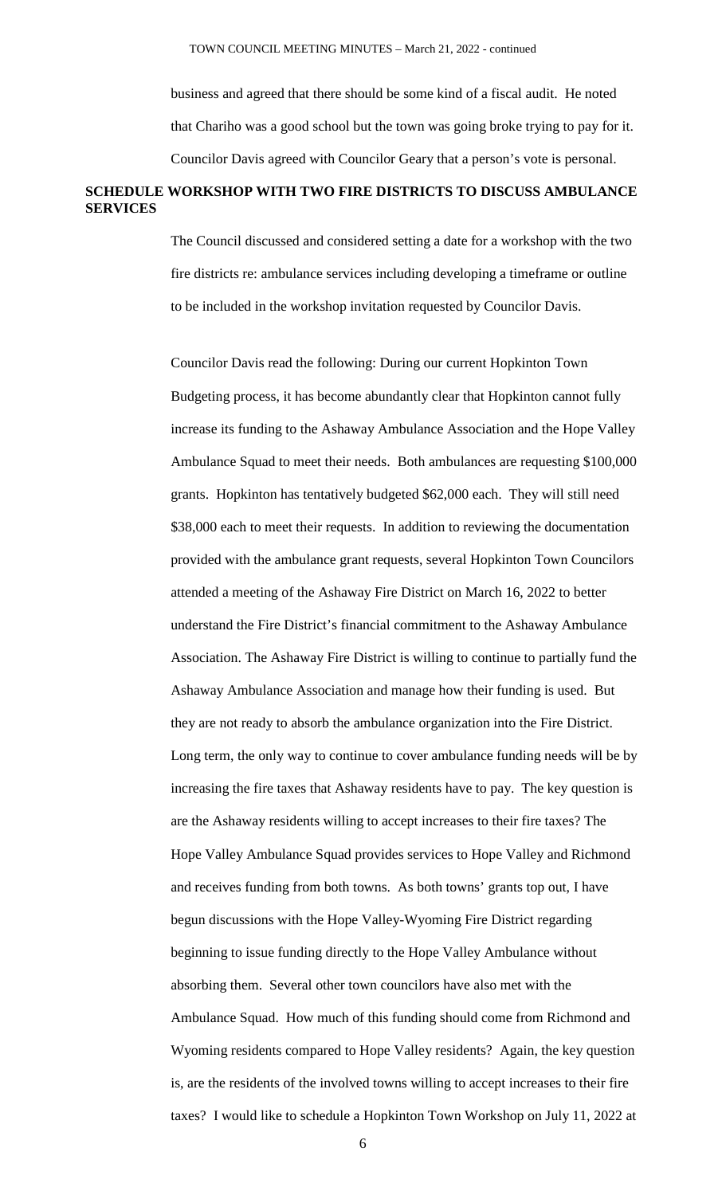business and agreed that there should be some kind of a fiscal audit. He noted that Chariho was a good school but the town was going broke trying to pay for it. Councilor Davis agreed with Councilor Geary that a person's vote is personal.

**SCHEDULE WORKSHOP WITH TWO FIRE DISTRICTS TO DISCUSS AMBULANCE SERVICES**

The Council discussed and considered setting a date for a workshop with the two fire districts re: ambulance services including developing a timeframe or outline to be included in the workshop invitation requested by Councilor Davis.

Councilor Davis read the following: During our current Hopkinton Town Budgeting process, it has become abundantly clear that Hopkinton cannot fully increase its funding to the Ashaway Ambulance Association and the Hope Valley Ambulance Squad to meet their needs. Both ambulances are requesting $100,000 grants. Hopkinton has tentatively budgeted $62,000 each. They will still need $38,000 each to meet their requests. In addition to reviewing the documentation provided with the ambulance grant requests, several Hopkinton Town Councilors attended a meeting of the Ashaway Fire District on March 16, 2022 to better understand the Fire District's financial commitment to the Ashaway Ambulance Association. The Ashaway Fire District is willing to continue to partially fund the Ashaway Ambulance Association and manage how their funding is used. But they are not ready to absorb the ambulance organization into the Fire District. Long term, the only way to continue to cover ambulance funding needs will be by increasing the fire taxes that Ashaway residents have to pay. The key question is are the Ashaway residents willing to accept increases to their fire taxes? The Hope Valley Ambulance Squad provides services to Hope Valley and Richmond and receives funding from both towns. As both towns' grants top out, I have begun discussions with the Hope Valley-Wyoming Fire District regarding beginning to issue funding directly to the Hope Valley Ambulance without absorbing them. Several other town councilors have also met with the Ambulance Squad. How much of this funding should come from Richmond and Wyoming residents compared to Hope Valley residents? Again, the key question is, are the residents of the involved towns willing to accept increases to their fire taxes? I would like to schedule a Hopkinton Town Workshop on July 11, 2022 at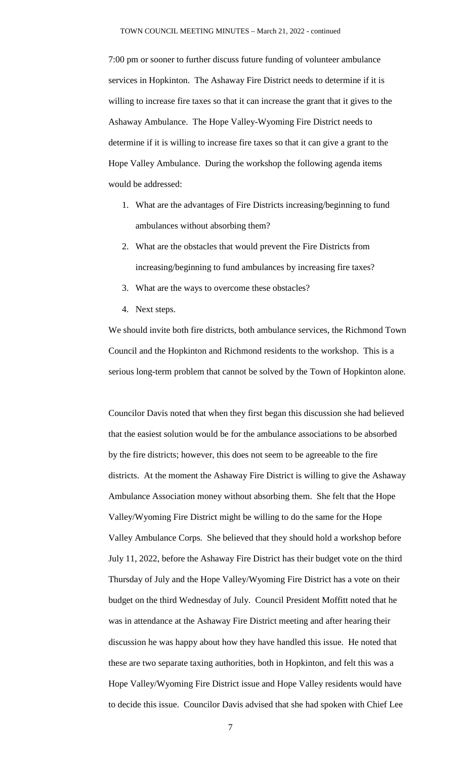7:00 pm or sooner to further discuss future funding of volunteer ambulance services in Hopkinton. The Ashaway Fire District needs to determine if it is willing to increase fire taxes so that it can increase the grant that it gives to the Ashaway Ambulance. The Hope Valley-Wyoming Fire District needs to determine if it is willing to increase fire taxes so that it can give a grant to the Hope Valley Ambulance. During the workshop the following agenda items would be addressed:

1. What are the advantages of Fire Districts increasing/beginning to fund ambulances without absorbing them?
2. What are the obstacles that would prevent the Fire Districts from increasing/beginning to fund ambulances by increasing fire taxes?
3. What are the ways to overcome these obstacles?
4. Next steps.

We should invite both fire districts, both ambulance services, the Richmond Town Council and the Hopkinton and Richmond residents to the workshop. This is a serious long-term problem that cannot be solved by the Town of Hopkinton alone.

Councilor Davis noted that when they first began this discussion she had believed that the easiest solution would be for the ambulance associations to be absorbed by the fire districts; however, this does not seem to be agreeable to the fire districts. At the moment the Ashaway Fire District is willing to give the Ashaway Ambulance Association money without absorbing them. She felt that the Hope Valley/Wyoming Fire District might be willing to do the same for the Hope Valley Ambulance Corps. She believed that they should hold a workshop before July 11, 2022, before the Ashaway Fire District has their budget vote on the third Thursday of July and the Hope Valley/Wyoming Fire District has a vote on their budget on the third Wednesday of July. Council President Moffitt noted that he was in attendance at the Ashaway Fire District meeting and after hearing their discussion he was happy about how they have handled this issue. He noted that these are two separate taxing authorities, both in Hopkinton, and felt this was a Hope Valley/Wyoming Fire District issue and Hope Valley residents would have to decide this issue. Councilor Davis advised that she had spoken with Chief Lee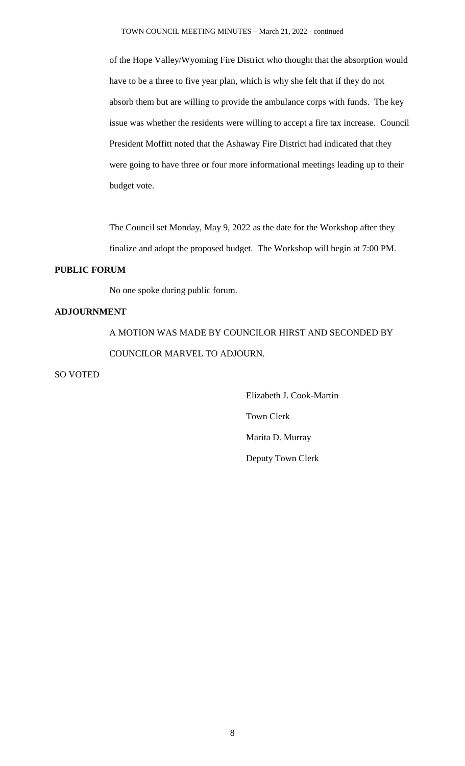of the Hope Valley/Wyoming Fire District who thought that the absorption would have to be a three to five year plan, which is why she felt that if they do not absorb them but are willing to provide the ambulance corps with funds. The key issue was whether the residents were willing to accept a fire tax increase. Council President Moffitt noted that the Ashaway Fire District had indicated that they were going to have three or four more informational meetings leading up to their budget vote.

The Council set Monday, May 9, 2022 as the date for the Workshop after they finalize and adopt the proposed budget. The Workshop will begin at 7:00 PM.

**PUBLIC FORUM**

No one spoke during public forum.

**ADJOURNMENT**

A MOTION WAS MADE BY COUNCILOR HIRST AND SECONDED BY COUNCILOR MARVEL TO ADJOURN.

SO VOTED

Elizabeth J. Cook-Martin

Town Clerk

Marita D. Murray

Deputy Town Clerk